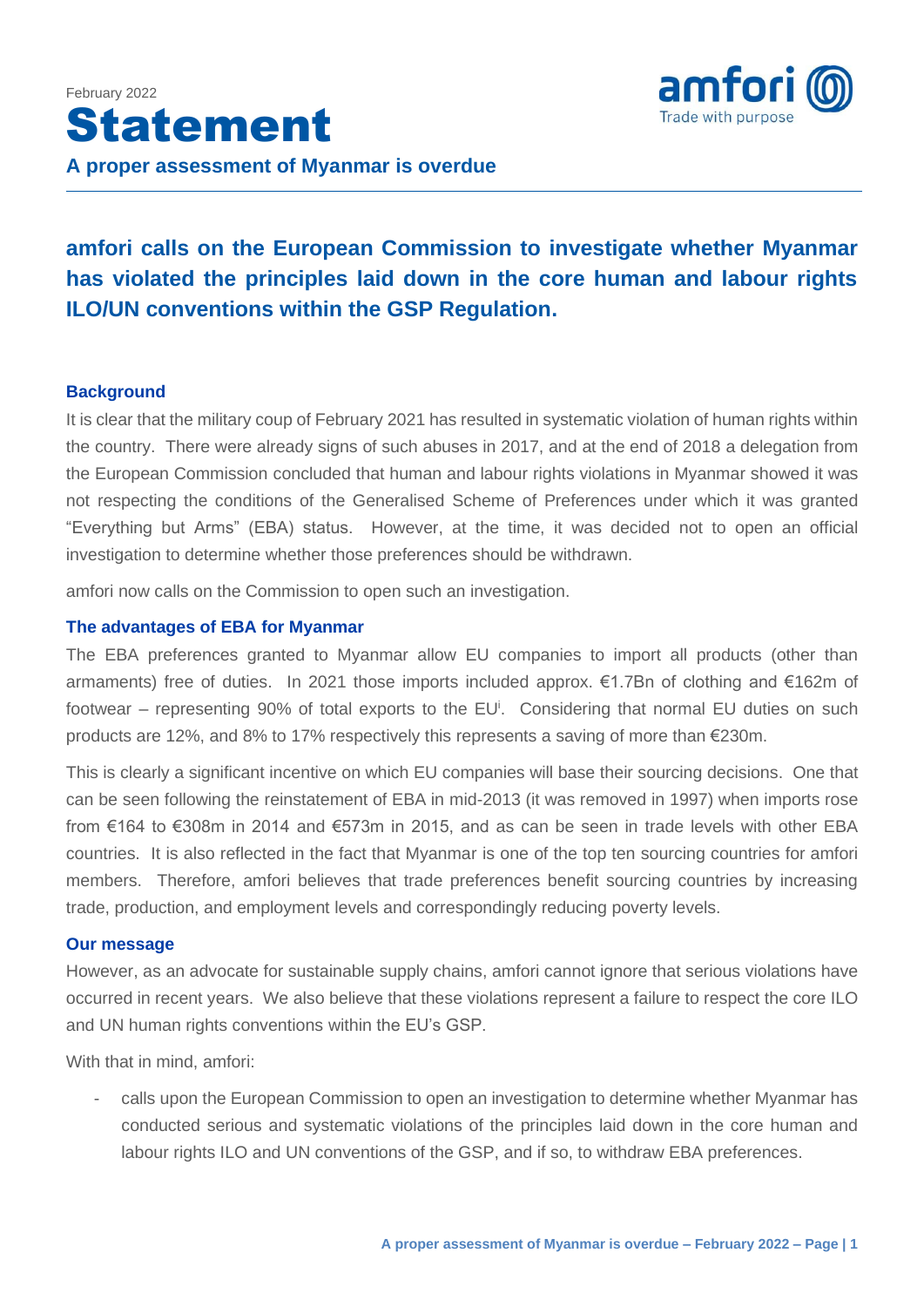February 2022

# Statement

## A proper assessment of Myanmar is overdue

### amfori calls on the European Commission to investigate whether Myanmar has violated the principles laid down in the core human and labour rights ILO/UN conventions within the GSP Regulation.

#### Background

It is clear that the military coup of February 2021 has resulted in systematic violation of human rights within the country. There were already signs of such abuses in 2017, and at the end of 2018 a delegation from the European Commission concluded that human and labour rights violations in Myanmar showed it was not respecting the conditions of the Generalised Scheme of Preferences under which it was granted "Everything but Arms" (EBA) status. However, at the time, it was decided not to open an official investigation to determine whether those preferences should be withdrawn.

amfori now calls on the Commission to open such an investigation.

#### The advantages of EBA for Myanmar

The EBA preferences granted to Myanmar allow EU companies to import all products (other than armaments) free of duties. In 2021 those imports included approx. €1.7Bn of clothing and €162m of footwear – representing 90% of total exports to the EU[i]. Considering that normal EU duties on such products are 12%, and 8% to 17% respectively this represents a saving of more than €230m.

This is clearly a significant incentive on which EU companies will base their sourcing decisions. One that can be seen following the reinstatement of EBA in mid-2013 (it was removed in 1997) when imports rose from €164 to €308m in 2014 and €573m in 2015, and as can be seen in trade levels with other EBA countries. It is also reflected in the fact that Myanmar is one of the top ten sourcing countries for amfori members. Therefore, amfori believes that trade preferences benefit sourcing countries by increasing trade, production, and employment levels and correspondingly reducing poverty levels.

#### Our message

However, as an advocate for sustainable supply chains, amfori cannot ignore that serious violations have occurred in recent years. We also believe that these violations represent a failure to respect the core ILO and UN human rights conventions within the EU's GSP.

With that in mind, amfori:

- calls upon the European Commission to open an investigation to determine whether Myanmar has conducted serious and systematic violations of the principles laid down in the core human and labour rights ILO and UN conventions of the GSP, and if so, to withdraw EBA preferences.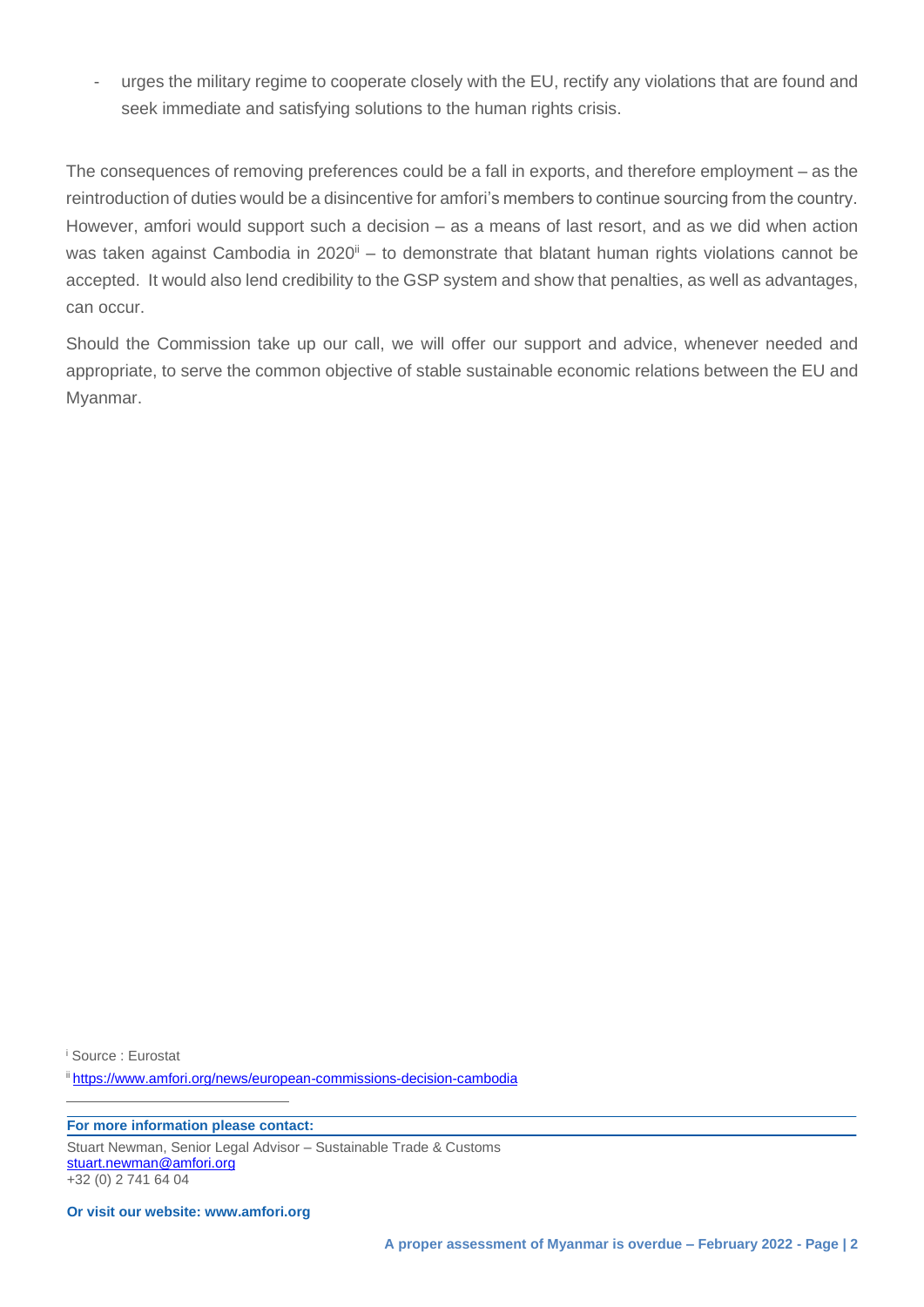- urges the military regime to cooperate closely with the EU, rectify any violations that are found and seek immediate and satisfying solutions to the human rights crisis.

The consequences of removing preferences could be a fall in exports, and therefore employment – as the reintroduction of duties would be a disincentive for amfori's members to continue sourcing from the country. However, amfori would support such a decision – as a means of last resort, and as we did when action was taken against Cambodia in 2020[ii] – to demonstrate that blatant human rights violations cannot be accepted. It would also lend credibility to the GSP system and show that penalties, as well as advantages, can occur.

Should the Commission take up our call, we will offer our support and advice, whenever needed and appropriate, to serve the common objective of stable sustainable economic relations between the EU and Myanmar.

[i] Source : Eurostat

[ii] https://www.amfori.org/news/european-commissions-decision-cambodia

**For more information please contact:**

Stuart Newman, Senior Legal Advisor – Sustainable Trade & Customs
stuart.newman@amfori.org
+32 (0) 2 741 64 04

**Or visit our website: www.amfori.org**